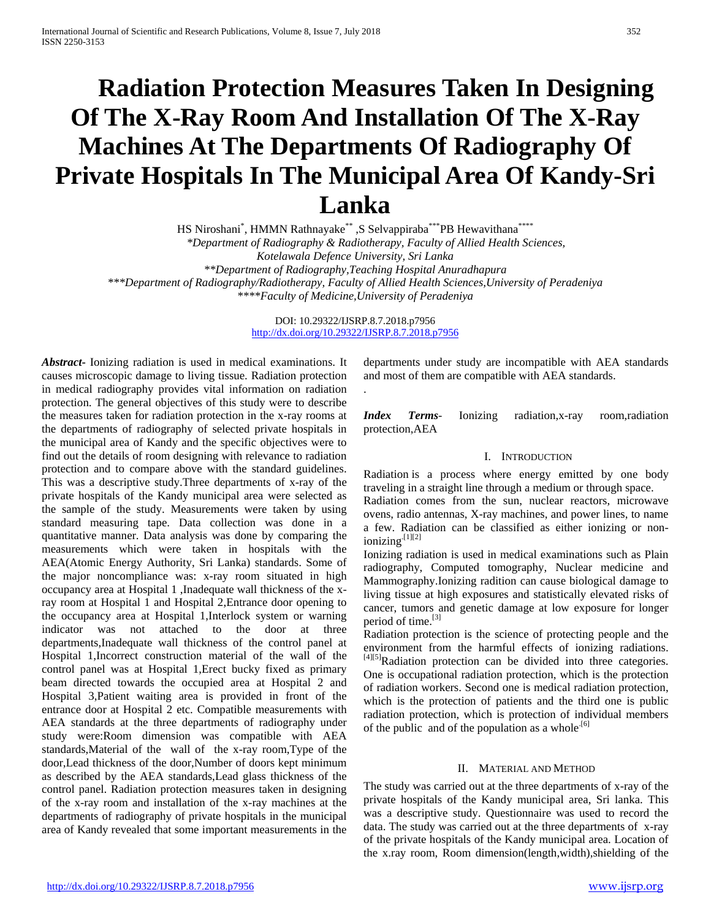# Radiation Protection Measures Taken In Designing Of The X-Ray Room And Installation Of The X-Ray Machines At The Departments Of Radiography Of Private Hospitals In The Municipal Area Of Kandy-Sri Lanka

HS Niroshani*, HMMN Rathnayake** ,S Selvappiraba***PB Hewavithana****

*\*Department of Radiography & Radiotherapy, Faculty of Allied Health Sciences, Kotelawala Defence University, Sri Lanka*
*\*\*Department of Radiography,Teaching Hospital Anuradhapura*
*\*\*\*Department of Radiography/Radiotherapy, Faculty of Allied Health Sciences,University of Peradeniya*
*\*\*\*\*Faculty of Medicine,University of Peradeniya*

DOI: 10.29322/IJSRP.8.7.2018.p7956
http://dx.doi.org/10.29322/IJSRP.8.7.2018.p7956

***Abstract-*** Ionizing radiation is used in medical examinations. It causes microscopic damage to living tissue. Radiation protection in medical radiography provides vital information on radiation protection. The general objectives of this study were to describe the measures taken for radiation protection in the x-ray rooms at the departments of radiography of selected private hospitals in the municipal area of Kandy and the specific objectives were to find out the details of room designing with relevance to radiation protection and to compare above with the standard guidelines. This was a descriptive study.Three departments of x-ray of the private hospitals of the Kandy municipal area were selected as the sample of the study. Measurements were taken by using standard measuring tape. Data collection was done in a quantitative manner. Data analysis was done by comparing the measurements which were taken in hospitals with the AEA(Atomic Energy Authority, Sri Lanka) standards. Some of the major noncompliance was: x-ray room situated in high occupancy area at Hospital 1 ,Inadequate wall thickness of the x-ray room at Hospital 1 and Hospital 2,Entrance door opening to the occupancy area at Hospital 1,Interlock system or warning indicator was not attached to the door at three departments,Inadequate wall thickness of the control panel at Hospital 1,Incorrect construction material of the wall of the control panel was at Hospital 1,Erect bucky fixed as primary beam directed towards the occupied area at Hospital 2 and Hospital 3,Patient waiting area is provided in front of the entrance door at Hospital 2 etc. Compatible measurements with AEA standards at the three departments of radiography under study were:Room dimension was compatible with AEA standards,Material of the wall of the x-ray room,Type of the door,Lead thickness of the door,Number of doors kept minimum as described by the AEA standards,Lead glass thickness of the control panel. Radiation protection measures taken in designing of the x-ray room and installation of the x-ray machines at the departments of radiography of private hospitals in the municipal area of Kandy revealed that some important measurements in the departments under study are incompatible with AEA standards and most of them are compatible with AEA standards.

.

***Index Terms-*** Ionizing radiation,x-ray room,radiation protection,AEA

## I. Introduction

Radiation is a process where energy emitted by one body traveling in a straight line through a medium or through space.

Radiation comes from the sun, nuclear reactors, microwave ovens, radio antennas, X-ray machines, and power lines, to name a few. Radiation can be classified as either ionizing or non-ionizing.[1][2]

Ionizing radiation is used in medical examinations such as Plain radiography, Computed tomography, Nuclear medicine and Mammography.Ionizing radition can cause biological damage to living tissue at high exposures and statistically elevated risks of cancer, tumors and genetic damage at low exposure for longer period of time.[3]

Radiation protection is the science of protecting people and the environment from the harmful effects of ionizing radiations.[4][5]Radiation protection can be divided into three categories. One is occupational radiation protection, which is the protection of radiation workers. Second one is medical radiation protection, which is the protection of patients and the third one is public radiation protection, which is protection of individual members of the public and of the population as a whole.[6]

## II. Material and Method

The study was carried out at the three departments of x-ray of the private hospitals of the Kandy municipal area, Sri lanka. This was a descriptive study. Questionnaire was used to record the data. The study was carried out at the three departments of x-ray of the private hospitals of the Kandy municipal area. Location of the x.ray room, Room dimension(length,width),shielding of the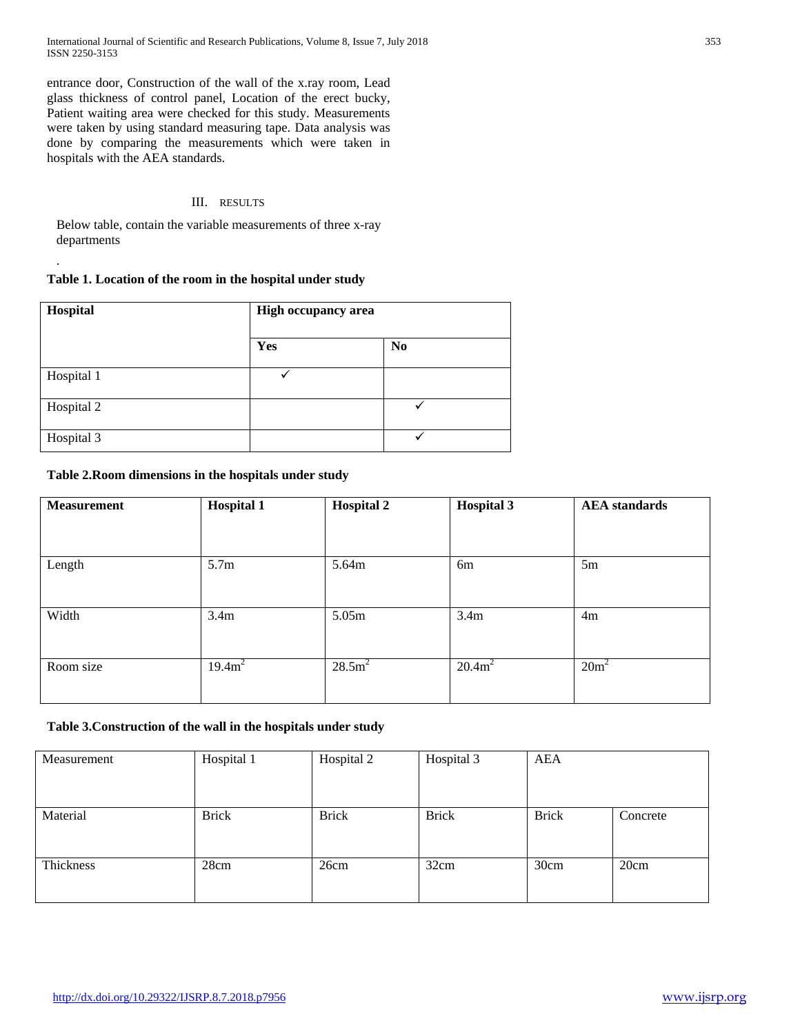entrance door, Construction of the wall of the x.ray room, Lead glass thickness of control panel, Location of the erect bucky, Patient waiting area were checked for this study. Measurements were taken by using standard measuring tape. Data analysis was done by comparing the measurements which were taken in hospitals with the AEA standards.

## III. RESULTS

Below table, contain the variable measurements of three x-ray departments

.

**Table 1. Location of the room in the hospital under study**

| **Hospital** | **High occupancy area** | |
|---|---|---|
| | **Yes** | **No** |
| Hospital 1 | ✓ | |
| Hospital 2 | | ✓ |
| Hospital 3 | | ✓ |

**Table 2.Room dimensions in the hospitals under study**

| **Measurement** | **Hospital 1** | **Hospital 2** | **Hospital 3** | **AEA standards** |
|---|---|---|---|---|
| Length | 5.7m | 5.64m | 6m | 5m |
| Width | 3.4m | 5.05m | 3.4m | 4m |
| Room size | $19.4m^2$ | $28.5m^2$ | $20.4m^2$ | $20m^2$ |

**Table 3.Construction of the wall in the hospitals under study**

| Measurement | Hospital 1 | Hospital 2 | Hospital 3 | AEA | |
|---|---|---|---|---|---|
| Material | Brick | Brick | Brick | Brick | Concrete |
| Thickness | 28cm | 26cm | 32cm | 30cm | 20cm |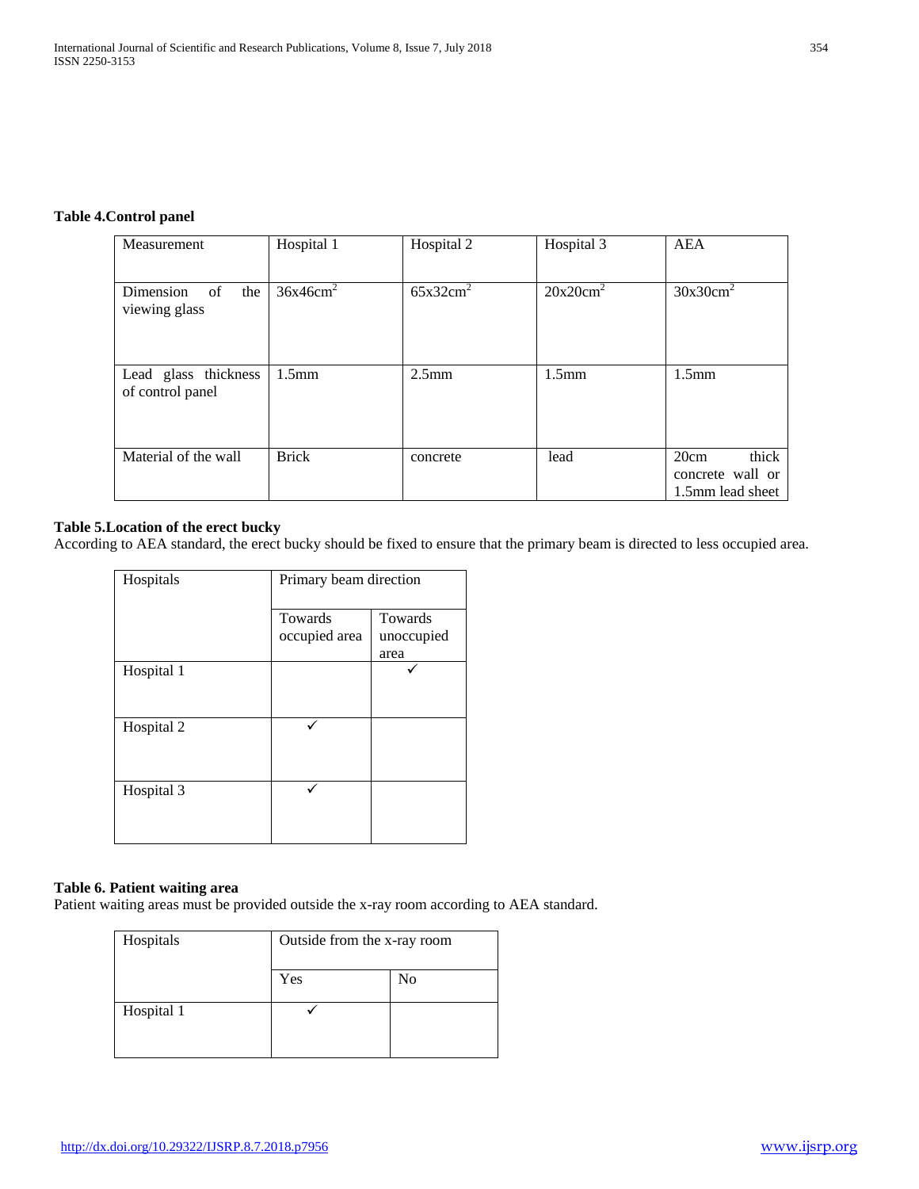**Table 4.Control panel**

| Measurement | Hospital 1 | Hospital 2 | Hospital 3 | AEA |
| --- | --- | --- | --- | --- |
| Dimension of the viewing glass | 36x46cm$^2$ | 65x32cm$^2$ | 20x20cm$^2$ | 30x30cm$^2$ |
| Lead glass thickness of control panel | 1.5mm | 2.5mm | 1.5mm | 1.5mm |
| Material of the wall | Brick | concrete | lead | 20cm thick concrete wall or 1.5mm lead sheet |

**Table 5.Location of the erect bucky**

According to AEA standard, the erect bucky should be fixed to ensure that the primary beam is directed to less occupied area.

| Hospitals | Primary beam direction | |
| --- | --- | --- |
| | Towards occupied area | Towards unoccupied area |
| Hospital 1 | | ✓ |
| Hospital 2 | ✓ | |
| Hospital 3 | ✓ | |

**Table 6. Patient waiting area**

Patient waiting areas must be provided outside the x-ray room according to AEA standard.

| Hospitals | Outside from the x-ray room | |
| --- | --- | --- |
| | Yes | No |
| Hospital 1 | ✓ | |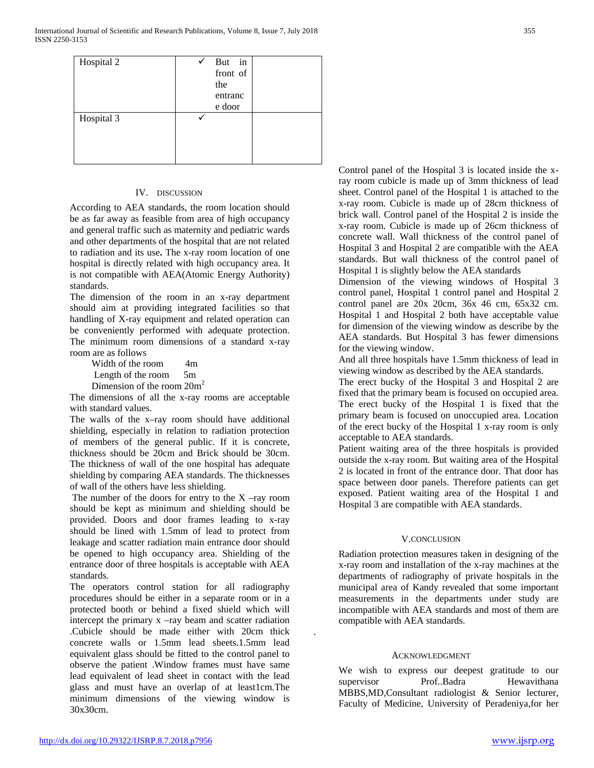| Hospital 2 | ✓ But in front of the entrance door | |
|---|---|---|
| Hospital 3 | ✓ | |

## IV. DISCUSSION

According to AEA standards, the room location should be as far away as feasible from area of high occupancy and general traffic such as maternity and pediatric wards and other departments of the hospital that are not related to radiation and its use**.** The x-ray room location of one hospital is directly related with high occupancy area. It is not compatible with AEA(Atomic Energy Authority) standards.

The dimension of the room in an x-ray department should aim at providing integrated facilities so that handling of X-ray equipment and related operation can be conveniently performed with adequate protection. The minimum room dimensions of a standard x-ray room are as follows

Width of the room 4m
Length of the room 5m
Dimension of the room 20m$^2$

The dimensions of all the x-ray rooms are acceptable with standard values.

The walls of the x–ray room should have additional shielding, especially in relation to radiation protection of members of the general public. If it is concrete, thickness should be 20cm and Brick should be 30cm. The thickness of wall of the one hospital has adequate shielding by comparing AEA standards. The thicknesses of wall of the others have less shielding.

The number of the doors for entry to the X –ray room should be kept as minimum and shielding should be provided. Doors and door frames leading to x-ray should be lined with 1.5mm of lead to protect from leakage and scatter radiation main entrance door should be opened to high occupancy area. Shielding of the entrance door of three hospitals is acceptable with AEA standards.

The operators control station for all radiography procedures should be either in a separate room or in a protected booth or behind a fixed shield which will intercept the primary x –ray beam and scatter radiation .Cubicle should be made either with 20cm thick concrete walls or 1.5mm lead sheets.1.5mm lead equivalent glass should be fitted to the control panel to observe the patient .Window frames must have same lead equivalent of lead sheet in contact with the lead glass and must have an overlap of at least1cm.The minimum dimensions of the viewing window is 30x30cm.

Control panel of the Hospital 3 is located inside the x-ray room cubicle is made up of 3mm thickness of lead sheet. Control panel of the Hospital 1 is attached to the x-ray room. Cubicle is made up of 28cm thickness of brick wall. Control panel of the Hospital 2 is inside the x-ray room. Cubicle is made up of 26cm thickness of concrete wall. Wall thickness of the control panel of Hospital 3 and Hospital 2 are compatible with the AEA standards. But wall thickness of the control panel of Hospital 1 is slightly below the AEA standards

Dimension of the viewing windows of Hospital 3 control panel, Hospital 1 control panel and Hospital 2 control panel are 20x 20cm, 36x 46 cm, 65x32 cm. Hospital 1 and Hospital 2 both have acceptable value for dimension of the viewing window as describe by the AEA standards. But Hospital 3 has fewer dimensions for the viewing window.

And all three hospitals have 1.5mm thickness of lead in viewing window as described by the AEA standards.

The erect bucky of the Hospital 3 and Hospital 2 are fixed that the primary beam is focused on occupied area. The erect bucky of the Hospital 1 is fixed that the primary beam is focused on unoccupied area. Location of the erect bucky of the Hospital 1 x-ray room is only acceptable to AEA standards.

Patient waiting area of the three hospitals is provided outside the x-ray room. But waiting area of the Hospital 2 is located in front of the entrance door. That door has space between door panels. Therefore patients can get exposed. Patient waiting area of the Hospital 1 and Hospital 3 are compatible with AEA standards.

## V. CONCLUSION

Radiation protection measures taken in designing of the x-ray room and installation of the x-ray machines at the departments of radiography of private hospitals in the municipal area of Kandy revealed that some important measurements in the departments under study are incompatible with AEA standards and most of them are compatible with AEA standards.

## ACKNOWLEDGMENT

We wish to express our deepest gratitude to our supervisor Prof..Badra Hewavithana MBBS,MD,Consultant radiologist & Senior lecturer, Faculty of Medicine, University of Peradeniya,for her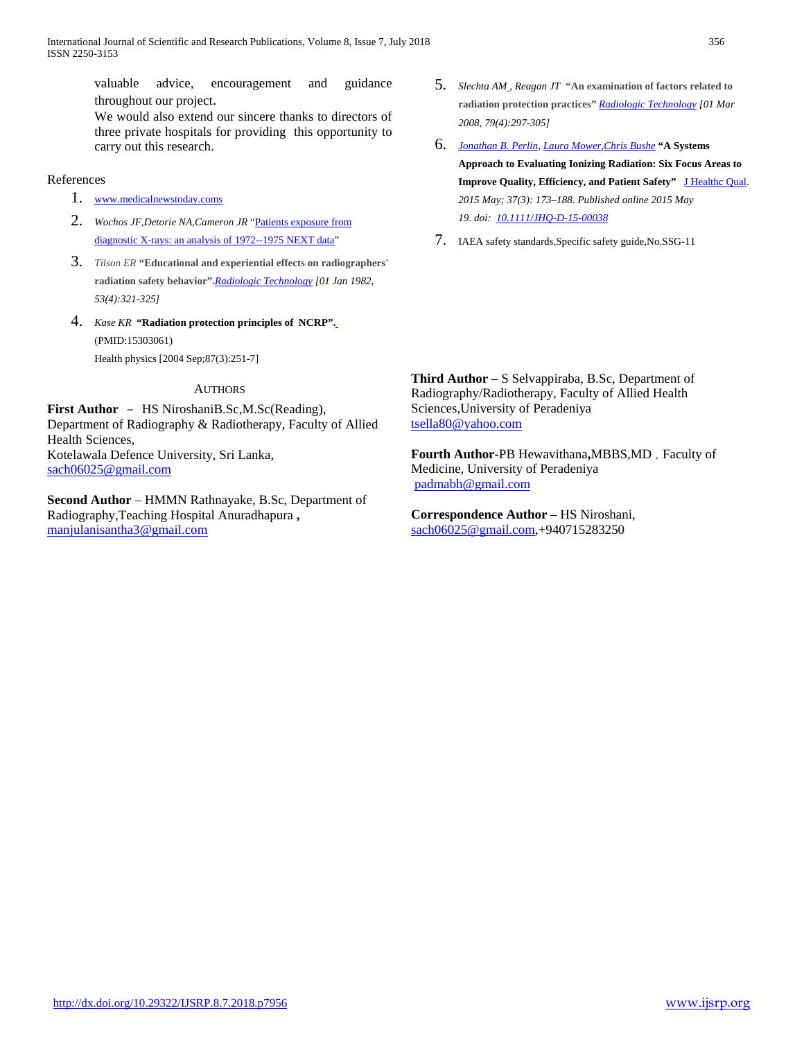valuable advice, encouragement and guidance throughout our project.

We would also extend our sincere thanks to directors of three private hospitals for providing this opportunity to carry out this research.

## References

1. www.medicalnewstoday.coms
2. *Wochos JF,Detorie NA,Cameron JR* "Patients exposure from diagnostic X-rays: an analysis of 1972--1975 NEXT data"
3. *Tilson ER* **"Educational and experiential effects on radiographers' radiation safety behavior"**.*Radiologic Technology [01 Jan 1982, 53(4):321-325]*
4. *Kase KR* **"Radiation protection principles of NCRP".** (PMID:15303061) Health physics [2004 Sep;87(3):251-7]
5. *Slechta AM , Reagan JT* **"An examination of factors related to radiation protection practices"** *Radiologic Technology [01 Mar 2008, 79(4):297-305]*
6. *Jonathan B. Perlin, Laura Mower,Chris Bushe* **"A Systems Approach to Evaluating Ionizing Radiation: Six Focus Areas to Improve Quality, Efficiency, and Patient Safety"** J Healthc Qual. *2015 May; 37(3): 173–188. Published online 2015 May 19. doi: 10.1111/JHQ-D-15-00038*
7. IAEA safety standards,Specific safety guide,No.SSG-11

## Authors

**First Author** – HS NiroshaniB.Sc,M.Sc(Reading), Department of Radiography & Radiotherapy, Faculty of Allied Health Sciences,
Kotelawala Defence University, Sri Lanka,
sach06025@gmail.com

**Second Author** – HMMN Rathnayake, B.Sc, Department of Radiography,Teaching Hospital Anuradhapura ,
manjulanisantha3@gmail.com

**Third Author** – S Selvappiraba, B.Sc, Department of Radiography/Radiotherapy, Faculty of Allied Health Sciences,University of Peradeniya
tsella80@yahoo.com

**Fourth Author**-PB Hewavithana**,**MBBS,MD , Faculty of Medicine, University of Peradeniya
padmabh@gmail.com

**Correspondence Author** – HS Niroshani,
sach06025@gmail.com,+940715283250